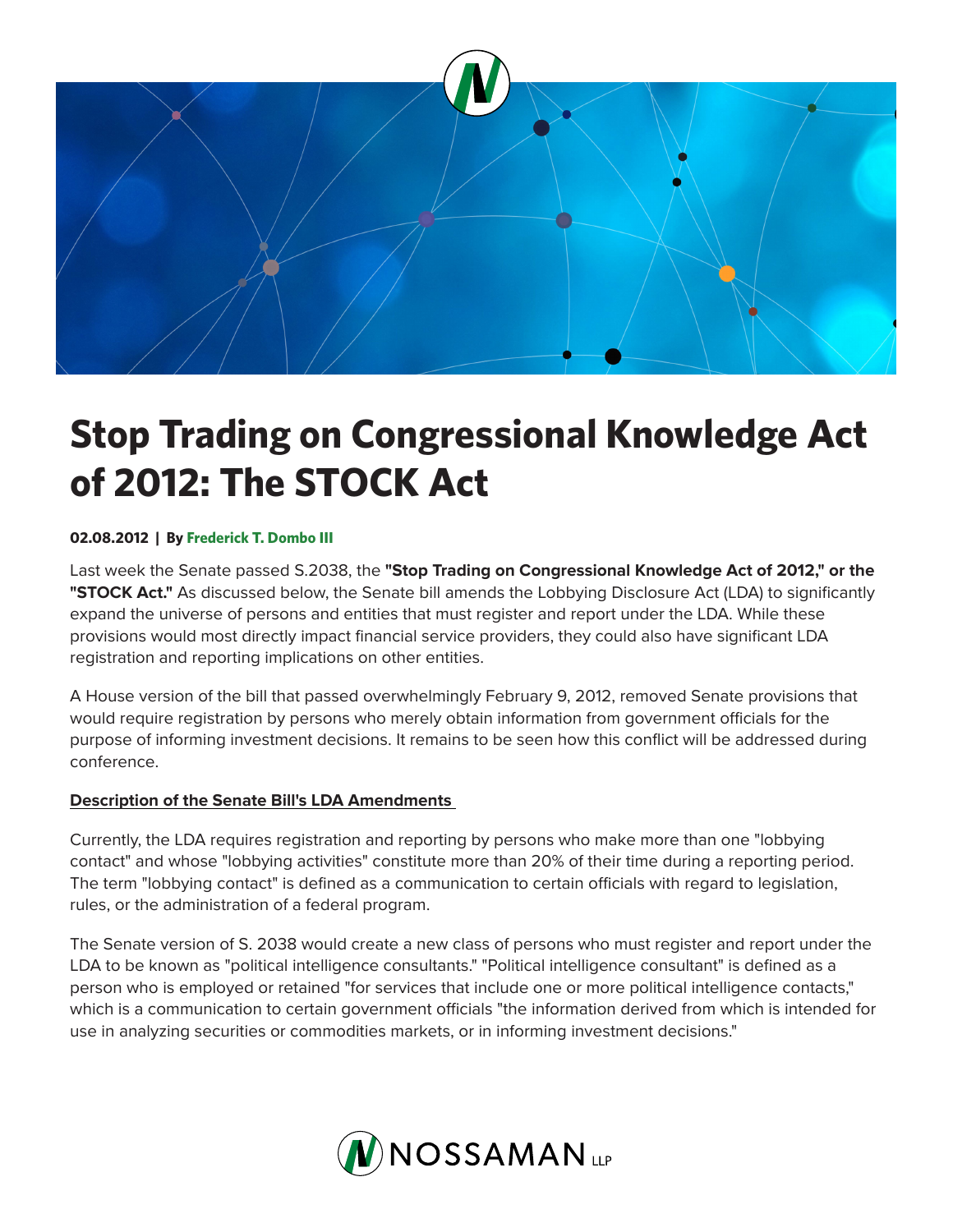# Stop Trading on Congressional Knowledge Act of 2012: The STOCK Act

**02.08.2012 | By Frederick T. Dombo III**

Last week the Senate passed S.2038, the **"Stop Trading on Congressional Knowledge Act of 2012," or the "STOCK Act."** As discussed below, the Senate bill amends the Lobbying Disclosure Act (LDA) to significantly expand the universe of persons and entities that must register and report under the LDA. While these provisions would most directly impact financial service providers, they could also have significant LDA registration and reporting implications on other entities.

A House version of the bill that passed overwhelmingly February 9, 2012, removed Senate provisions that would require registration by persons who merely obtain information from government officials for the purpose of informing investment decisions. It remains to be seen how this conflict will be addressed during conference.

**Description of the Senate Bill's LDA Amendments**

Currently, the LDA requires registration and reporting by persons who make more than one "lobbying contact" and whose "lobbying activities" constitute more than 20% of their time during a reporting period. The term "lobbying contact" is defined as a communication to certain officials with regard to legislation, rules, or the administration of a federal program.

The Senate version of S. 2038 would create a new class of persons who must register and report under the LDA to be known as "political intelligence consultants." "Political intelligence consultant" is defined as a person who is employed or retained "for services that include one or more political intelligence contacts," which is a communication to certain government officials "the information derived from which is intended for use in analyzing securities or commodities markets, or in informing investment decisions."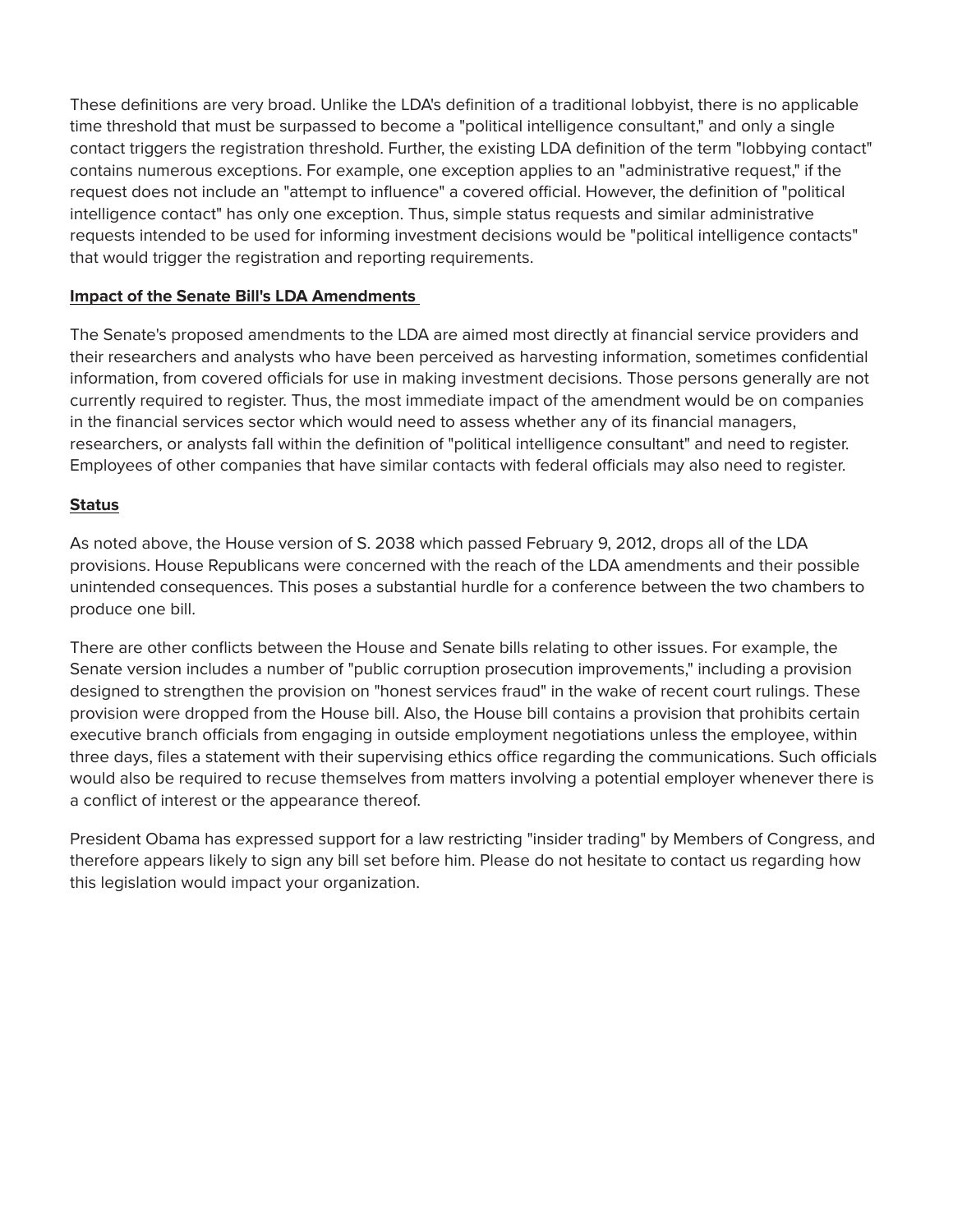These definitions are very broad. Unlike the LDA's definition of a traditional lobbyist, there is no applicable time threshold that must be surpassed to become a "political intelligence consultant," and only a single contact triggers the registration threshold. Further, the existing LDA definition of the term "lobbying contact" contains numerous exceptions. For example, one exception applies to an "administrative request," if the request does not include an "attempt to influence" a covered official. However, the definition of "political intelligence contact" has only one exception. Thus, simple status requests and similar administrative requests intended to be used for informing investment decisions would be "political intelligence contacts" that would trigger the registration and reporting requirements.

**Impact of the Senate Bill's LDA Amendments**

The Senate's proposed amendments to the LDA are aimed most directly at financial service providers and their researchers and analysts who have been perceived as harvesting information, sometimes confidential information, from covered officials for use in making investment decisions. Those persons generally are not currently required to register. Thus, the most immediate impact of the amendment would be on companies in the financial services sector which would need to assess whether any of its financial managers, researchers, or analysts fall within the definition of "political intelligence consultant" and need to register. Employees of other companies that have similar contacts with federal officials may also need to register.

**Status**

As noted above, the House version of S. 2038 which passed February 9, 2012, drops all of the LDA provisions. House Republicans were concerned with the reach of the LDA amendments and their possible unintended consequences. This poses a substantial hurdle for a conference between the two chambers to produce one bill.

There are other conflicts between the House and Senate bills relating to other issues. For example, the Senate version includes a number of "public corruption prosecution improvements," including a provision designed to strengthen the provision on "honest services fraud" in the wake of recent court rulings. These provision were dropped from the House bill. Also, the House bill contains a provision that prohibits certain executive branch officials from engaging in outside employment negotiations unless the employee, within three days, files a statement with their supervising ethics office regarding the communications. Such officials would also be required to recuse themselves from matters involving a potential employer whenever there is a conflict of interest or the appearance thereof.

President Obama has expressed support for a law restricting "insider trading" by Members of Congress, and therefore appears likely to sign any bill set before him. Please do not hesitate to contact us regarding how this legislation would impact your organization.